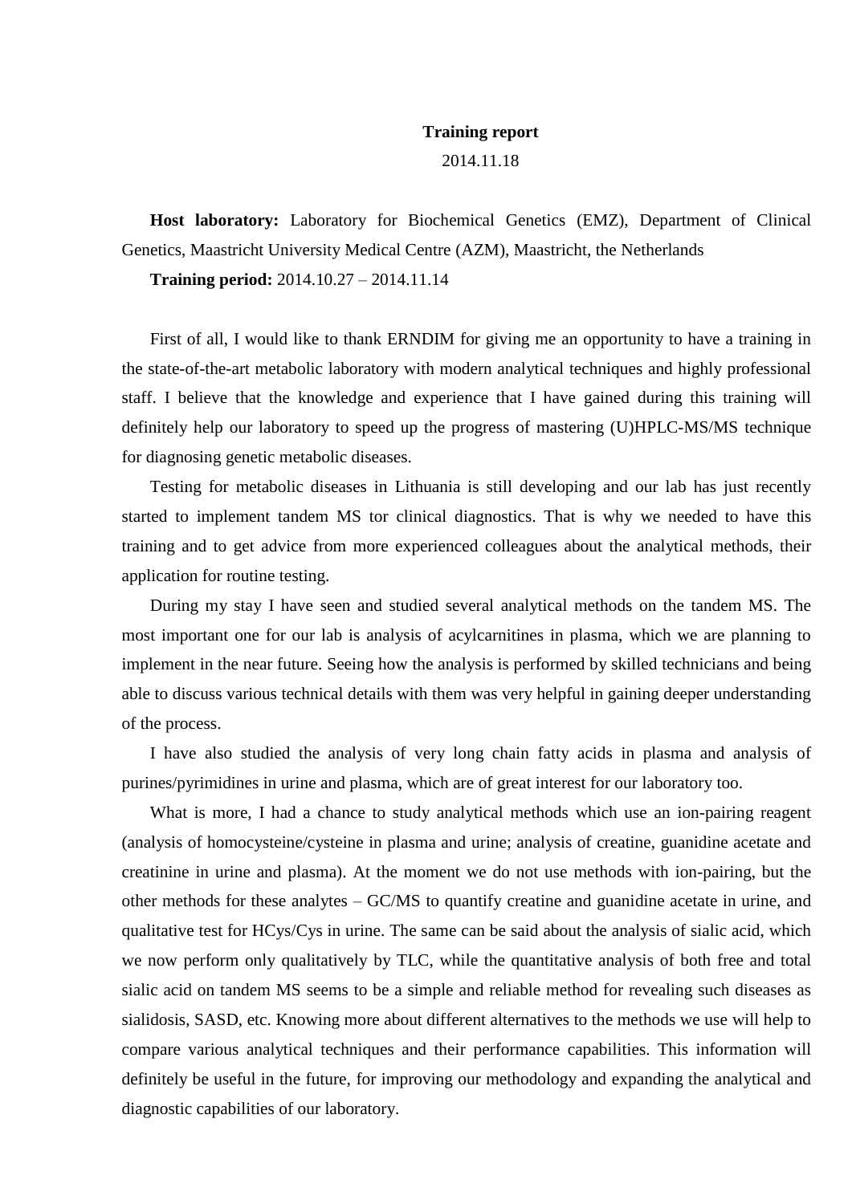**Training report**

2014.11.18

**Host laboratory:** Laboratory for Biochemical Genetics (EMZ), Department of Clinical Genetics, Maastricht University Medical Centre (AZM), Maastricht, the Netherlands

**Training period:** 2014.10.27 – 2014.11.14

First of all, I would like to thank ERNDIM for giving me an opportunity to have a training in the state-of-the-art metabolic laboratory with modern analytical techniques and highly professional staff. I believe that the knowledge and experience that I have gained during this training will definitely help our laboratory to speed up the progress of mastering (U)HPLC-MS/MS technique for diagnosing genetic metabolic diseases.

Testing for metabolic diseases in Lithuania is still developing and our lab has just recently started to implement tandem MS tor clinical diagnostics. That is why we needed to have this training and to get advice from more experienced colleagues about the analytical methods, their application for routine testing.

During my stay I have seen and studied several analytical methods on the tandem MS. The most important one for our lab is analysis of acylcarnitines in plasma, which we are planning to implement in the near future. Seeing how the analysis is performed by skilled technicians and being able to discuss various technical details with them was very helpful in gaining deeper understanding of the process.

I have also studied the analysis of very long chain fatty acids in plasma and analysis of purines/pyrimidines in urine and plasma, which are of great interest for our laboratory too.

What is more, I had a chance to study analytical methods which use an ion-pairing reagent (analysis of homocysteine/cysteine in plasma and urine; analysis of creatine, guanidine acetate and creatinine in urine and plasma). At the moment we do not use methods with ion-pairing, but the other methods for these analytes – GC/MS to quantify creatine and guanidine acetate in urine, and qualitative test for HCys/Cys in urine. The same can be said about the analysis of sialic acid, which we now perform only qualitatively by TLC, while the quantitative analysis of both free and total sialic acid on tandem MS seems to be a simple and reliable method for revealing such diseases as sialidosis, SASD, etc. Knowing more about different alternatives to the methods we use will help to compare various analytical techniques and their performance capabilities. This information will definitely be useful in the future, for improving our methodology and expanding the analytical and diagnostic capabilities of our laboratory.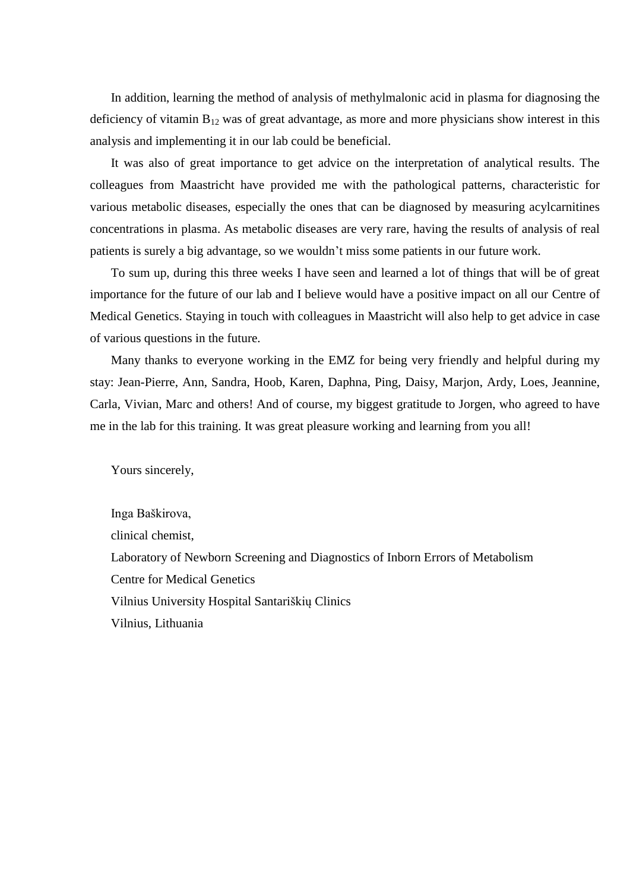In addition, learning the method of analysis of methylmalonic acid in plasma for diagnosing the deficiency of vitamin $B_{12}$ was of great advantage, as more and more physicians show interest in this analysis and implementing it in our lab could be beneficial.

It was also of great importance to get advice on the interpretation of analytical results. The colleagues from Maastricht have provided me with the pathological patterns, characteristic for various metabolic diseases, especially the ones that can be diagnosed by measuring acylcarnitines concentrations in plasma. As metabolic diseases are very rare, having the results of analysis of real patients is surely a big advantage, so we wouldn't miss some patients in our future work.

To sum up, during this three weeks I have seen and learned a lot of things that will be of great importance for the future of our lab and I believe would have a positive impact on all our Centre of Medical Genetics. Staying in touch with colleagues in Maastricht will also help to get advice in case of various questions in the future.

Many thanks to everyone working in the EMZ for being very friendly and helpful during my stay: Jean-Pierre, Ann, Sandra, Hoob, Karen, Daphna, Ping, Daisy, Marjon, Ardy, Loes, Jeannine, Carla, Vivian, Marc and others! And of course, my biggest gratitude to Jorgen, who agreed to have me in the lab for this training. It was great pleasure working and learning from you all!

Yours sincerely,

Inga Baškirova,  
clinical chemist,  
Laboratory of Newborn Screening and Diagnostics of Inborn Errors of Metabolism  
Centre for Medical Genetics  
Vilnius University Hospital Santariškių Clinics  
Vilnius, Lithuania